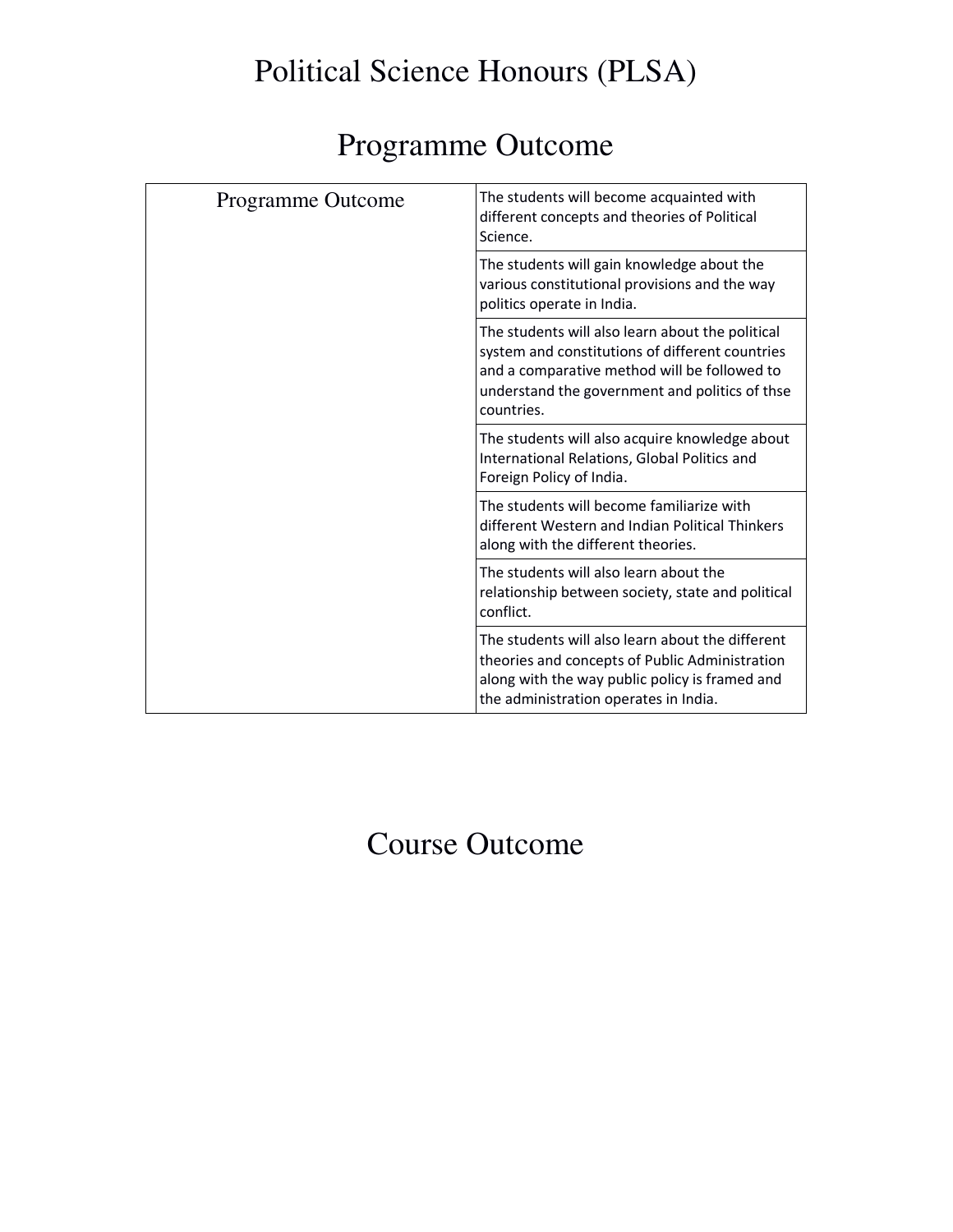# Political Science Honours (PLSA)

## Programme Outcome

| Programme Outcome | |
|---|---|
| | The students will become acquainted with different concepts and theories of Political Science. |
| | The students will gain knowledge about the various constitutional provisions and the way politics operate in India. |
| | The students will also learn about the political system and constitutions of different countries and a comparative method will be followed to understand the government and politics of thse countries. |
| | The students will also acquire knowledge about International Relations, Global Politics and Foreign Policy of India. |
| | The students will become familiarize with different Western and Indian Political Thinkers along with the different theories. |
| | The students will also learn about the relationship between society, state and political conflict. |
| | The students will also learn about the different theories and concepts of Public Administration along with the way public policy is framed and the administration operates in India. |

## Course Outcome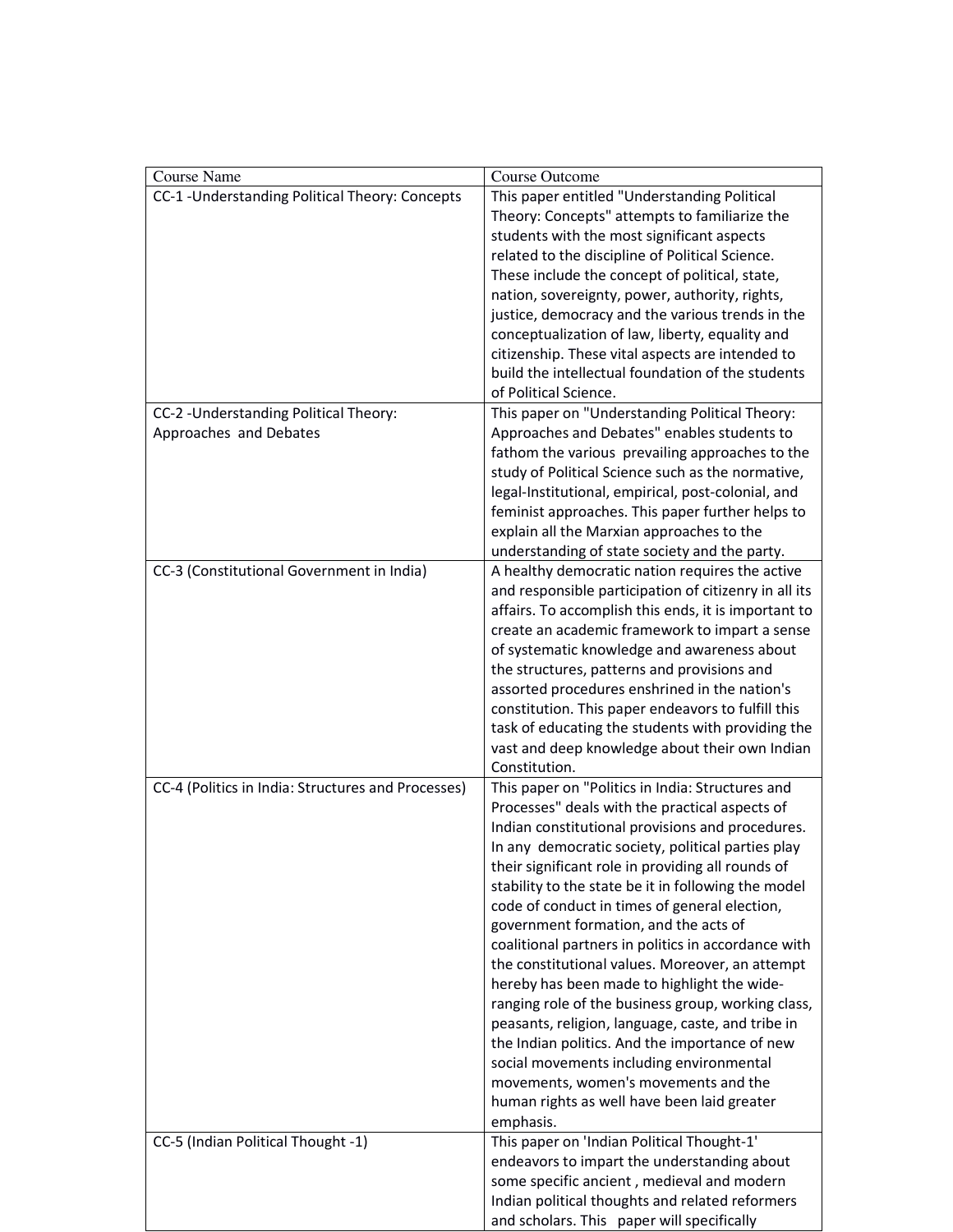| Course Name | Course Outcome |
| --- | --- |
| CC-1 -Understanding Political Theory: Concepts | This paper entitled "Understanding Political Theory: Concepts" attempts to familiarize the students with the most significant aspects related to the discipline of Political Science. These include the concept of political, state, nation, sovereignty, power, authority, rights, justice, democracy and the various trends in the conceptualization of law, liberty, equality and citizenship. These vital aspects are intended to build the intellectual foundation of the students of Political Science. |
| CC-2 -Understanding Political Theory: Approaches and Debates | This paper on "Understanding Political Theory: Approaches and Debates" enables students to fathom the various prevailing approaches to the study of Political Science such as the normative, legal-Institutional, empirical, post-colonial, and feminist approaches. This paper further helps to explain all the Marxian approaches to the understanding of state society and the party. |
| CC-3 (Constitutional Government in India) | A healthy democratic nation requires the active and responsible participation of citizenry in all its affairs. To accomplish this ends, it is important to create an academic framework to impart a sense of systematic knowledge and awareness about the structures, patterns and provisions and assorted procedures enshrined in the nation's constitution. This paper endeavors to fulfill this task of educating the students with providing the vast and deep knowledge about their own Indian Constitution. |
| CC-4 (Politics in India: Structures and Processes) | This paper on "Politics in India: Structures and Processes" deals with the practical aspects of Indian constitutional provisions and procedures. In any democratic society, political parties play their significant role in providing all rounds of stability to the state be it in following the model code of conduct in times of general election, government formation, and the acts of coalitional partners in politics in accordance with the constitutional values. Moreover, an attempt hereby has been made to highlight the wide-ranging role of the business group, working class, peasants, religion, language, caste, and tribe in the Indian politics. And the importance of new social movements including environmental movements, women's movements and the human rights as well have been laid greater emphasis. |
| CC-5 (Indian Political Thought -1) | This paper on 'Indian Political Thought-1' endeavors to impart the understanding about some specific ancient , medieval and modern Indian political thoughts and related reformers and scholars. This paper will specifically |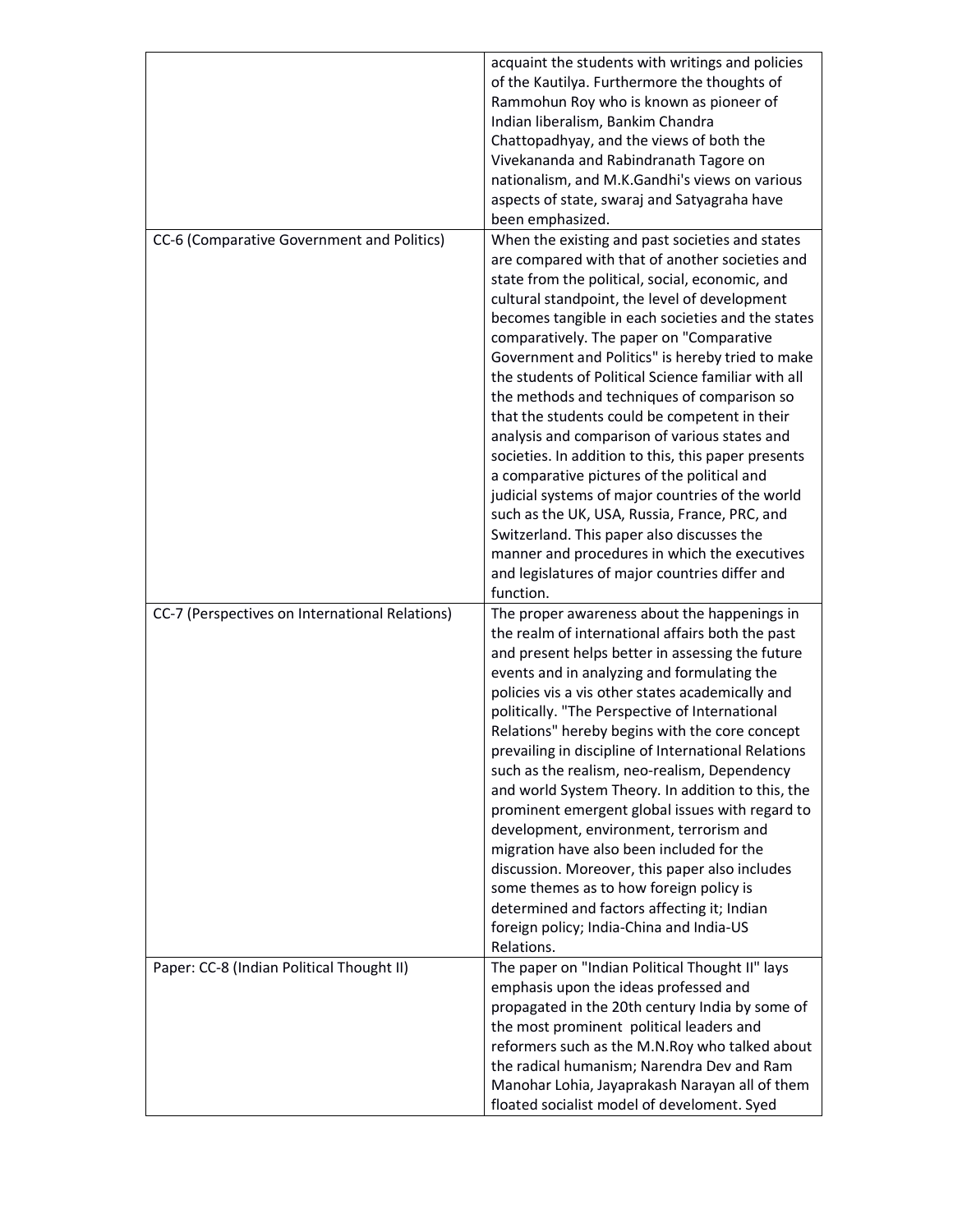| | |
|---|---|
| | acquaint the students with writings and policies of the Kautilya. Furthermore the thoughts of Rammohun Roy who is known as pioneer of Indian liberalism, Bankim Chandra Chattopadhyay, and the views of both the Vivekananda and Rabindranath Tagore on nationalism, and M.K.Gandhi's views on various aspects of state, swaraj and Satyagraha have been emphasized. |
| CC-6 (Comparative Government and Politics) | When the existing and past societies and states are compared with that of another societies and state from the political, social, economic, and cultural standpoint, the level of development becomes tangible in each societies and the states comparatively. The paper on "Comparative Government and Politics" is hereby tried to make the students of Political Science familiar with all the methods and techniques of comparison so that the students could be competent in their analysis and comparison of various states and societies. In addition to this, this paper presents a comparative pictures of the political and judicial systems of major countries of the world such as the UK, USA, Russia, France, PRC, and Switzerland. This paper also discusses the manner and procedures in which the executives and legislatures of major countries differ and function. |
| CC-7 (Perspectives on International Relations) | The proper awareness about the happenings in the realm of international affairs both the past and present helps better in assessing the future events and in analyzing and formulating the policies vis a vis other states academically and politically. "The Perspective of International Relations" hereby begins with the core concept prevailing in discipline of International Relations such as the realism, neo-realism, Dependency and world System Theory. In addition to this, the prominent emergent global issues with regard to development, environment, terrorism and migration have also been included for the discussion. Moreover, this paper also includes some themes as to how foreign policy is determined and factors affecting it; Indian foreign policy; India-China and India-US Relations. |
| Paper: CC-8 (Indian Political Thought II) | The paper on "Indian Political Thought II" lays emphasis upon the ideas professed and propagated in the 20th century India by some of the most prominent political leaders and reformers such as the M.N.Roy who talked about the radical humanism; Narendra Dev and Ram Manohar Lohia, Jayaprakash Narayan all of them floated socialist model of develoment. Syed |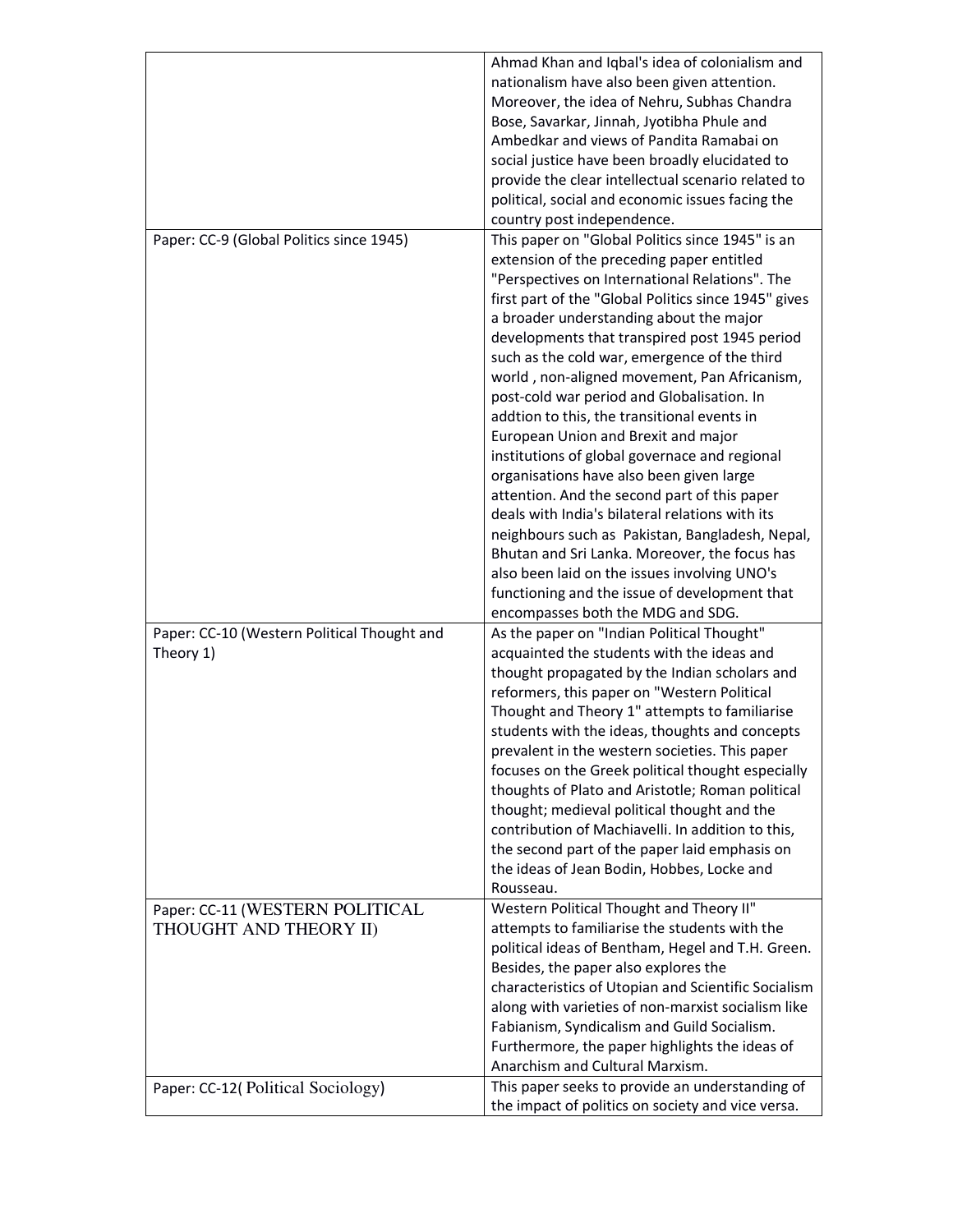| | |
|---|---|
| | Ahmad Khan and Iqbal's idea of colonialism and nationalism have also been given attention. Moreover, the idea of Nehru, Subhas Chandra Bose, Savarkar, Jinnah, Jyotibha Phule and Ambedkar and views of Pandita Ramabai on social justice have been broadly elucidated to provide the clear intellectual scenario related to political, social and economic issues facing the country post independence. |
| Paper: CC-9 (Global Politics since 1945) | This paper on "Global Politics since 1945" is an extension of the preceding paper entitled "Perspectives on International Relations". The first part of the "Global Politics since 1945" gives a broader understanding about the major developments that transpired post 1945 period such as the cold war, emergence of the third world , non-aligned movement, Pan Africanism, post-cold war period and Globalisation. In addtion to this, the transitional events in European Union and Brexit and major institutions of global governace and regional organisations have also been given large attention. And the second part of this paper deals with India's bilateral relations with its neighbours such as Pakistan, Bangladesh, Nepal, Bhutan and Sri Lanka. Moreover, the focus has also been laid on the issues involving UNO's functioning and the issue of development that encompasses both the MDG and SDG. |
| Paper: CC-10 (Western Political Thought and Theory 1) | As the paper on "Indian Political Thought" acquainted the students with the ideas and thought propagated by the Indian scholars and reformers, this paper on "Western Political Thought and Theory 1" attempts to familiarise students with the ideas, thoughts and concepts prevalent in the western societies. This paper focuses on the Greek political thought especially thoughts of Plato and Aristotle; Roman political thought; medieval political thought and the contribution of Machiavelli. In addition to this, the second part of the paper laid emphasis on the ideas of Jean Bodin, Hobbes, Locke and Rousseau. |
| Paper: CC-11 (WESTERN POLITICAL THOUGHT AND THEORY II) | Western Political Thought and Theory II" attempts to familiarise the students with the political ideas of Bentham, Hegel and T.H. Green. Besides, the paper also explores the characteristics of Utopian and Scientific Socialism along with varieties of non-marxist socialism like Fabianism, Syndicalism and Guild Socialism. Furthermore, the paper highlights the ideas of Anarchism and Cultural Marxism. |
| Paper: CC-12( Political Sociology) | This paper seeks to provide an understanding of the impact of politics on society and vice versa. |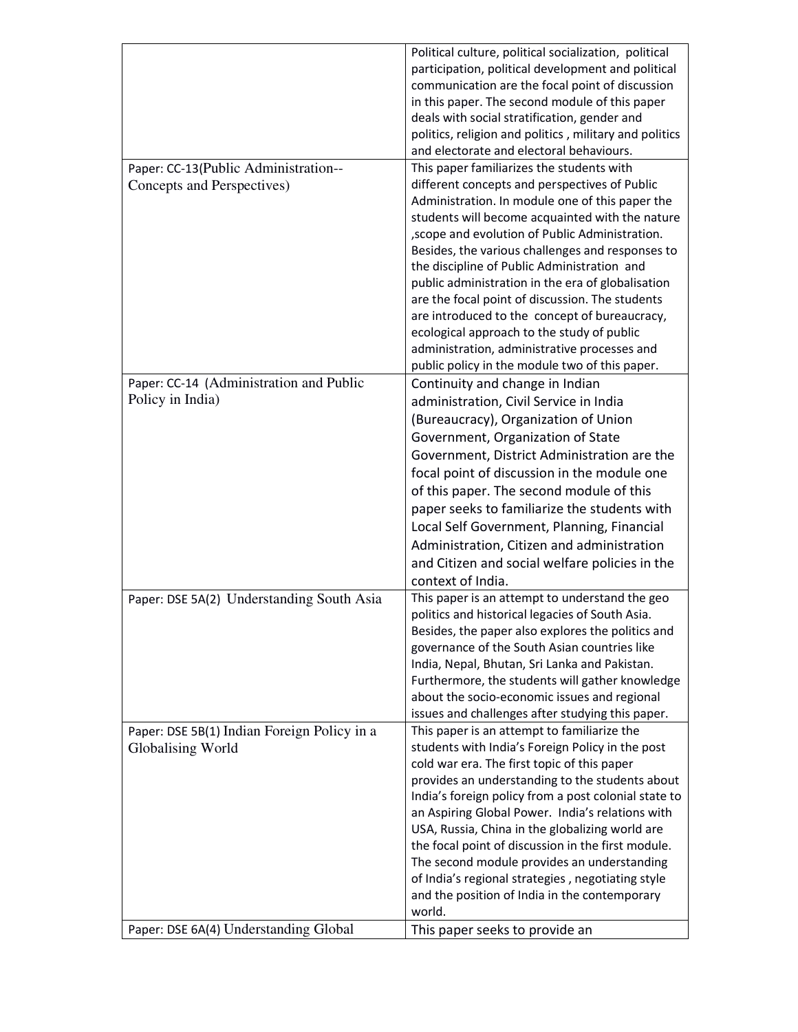| | |
|---|---|
| | Political culture, political socialization, political participation, political development and political communication are the focal point of discussion in this paper. The second module of this paper deals with social stratification, gender and politics, religion and politics , military and politics and electorate and electoral behaviours. |
| Paper: CC-13(Public Administration--Concepts and Perspectives) | This paper familiarizes the students with different concepts and perspectives of Public Administration. In module one of this paper the students will become acquainted with the nature ,scope and evolution of Public Administration. Besides, the various challenges and responses to the discipline of Public Administration and public administration in the era of globalisation are the focal point of discussion. The students are introduced to the concept of bureaucracy, ecological approach to the study of public administration, administrative processes and public policy in the module two of this paper. |
| Paper: CC-14 (Administration and Public Policy in India) | Continuity and change in Indian administration, Civil Service in India (Bureaucracy), Organization of Union Government, Organization of State Government, District Administration are the focal point of discussion in the module one of this paper. The second module of this paper seeks to familiarize the students with Local Self Government, Planning, Financial Administration, Citizen and administration and Citizen and social welfare policies in the context of India. |
| Paper: DSE 5A(2) Understanding South Asia | This paper is an attempt to understand the geo politics and historical legacies of South Asia. Besides, the paper also explores the politics and governance of the South Asian countries like India, Nepal, Bhutan, Sri Lanka and Pakistan. Furthermore, the students will gather knowledge about the socio-economic issues and regional issues and challenges after studying this paper. |
| Paper: DSE 5B(1) Indian Foreign Policy in a Globalising World | This paper is an attempt to familiarize the students with India's Foreign Policy in the post cold war era. The first topic of this paper provides an understanding to the students about India's foreign policy from a post colonial state to an Aspiring Global Power. India's relations with USA, Russia, China in the globalizing world are the focal point of discussion in the first module. The second module provides an understanding of India's regional strategies , negotiating style and the position of India in the contemporary world. |
| Paper: DSE 6A(4) Understanding Global | This paper seeks to provide an |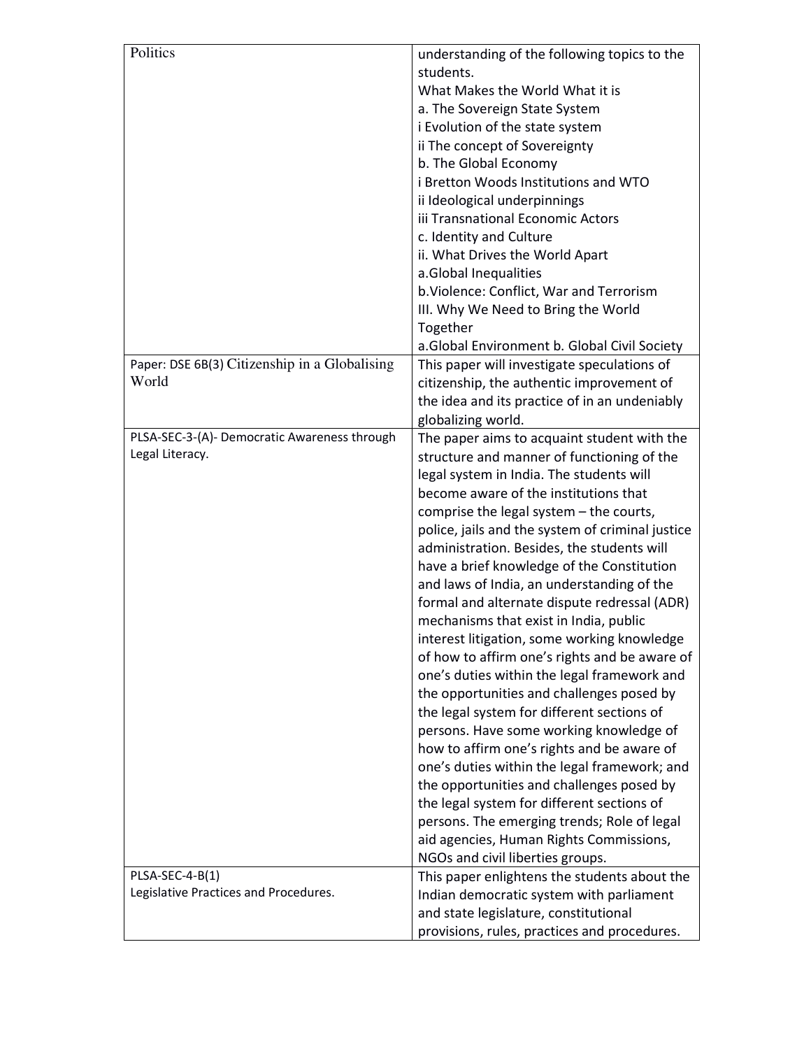| Politics | understanding of the following topics to the students.<br>What Makes the World What it is<br>a. The Sovereign State System<br>i Evolution of the state system<br>ii The concept of Sovereignty<br>b. The Global Economy<br>i Bretton Woods Institutions and WTO<br>ii Ideological underpinnings<br>iii Transnational Economic Actors<br>c. Identity and Culture<br>ii. What Drives the World Apart<br>a.Global Inequalities<br>b.Violence: Conflict, War and Terrorism<br>III. Why We Need to Bring the World Together<br>a.Global Environment b. Global Civil Society |
|---|---|
| Paper: DSE 6B(3) Citizenship in a Globalising World | This paper will investigate speculations of citizenship, the authentic improvement of the idea and its practice of in an undeniably globalizing world. |
| PLSA-SEC-3-(A)- Democratic Awareness through Legal Literacy. | The paper aims to acquaint student with the structure and manner of functioning of the legal system in India. The students will become aware of the institutions that comprise the legal system – the courts, police, jails and the system of criminal justice administration. Besides, the students will have a brief knowledge of the Constitution and laws of India, an understanding of the formal and alternate dispute redressal (ADR) mechanisms that exist in India, public interest litigation, some working knowledge of how to affirm one's rights and be aware of one's duties within the legal framework and the opportunities and challenges posed by the legal system for different sections of persons. Have some working knowledge of how to affirm one's rights and be aware of one's duties within the legal framework; and the opportunities and challenges posed by the legal system for different sections of persons. The emerging trends; Role of legal aid agencies, Human Rights Commissions, NGOs and civil liberties groups. |
| PLSA-SEC-4-B(1)<br>Legislative Practices and Procedures. | This paper enlightens the students about the Indian democratic system with parliament and state legislature, constitutional provisions, rules, practices and procedures. |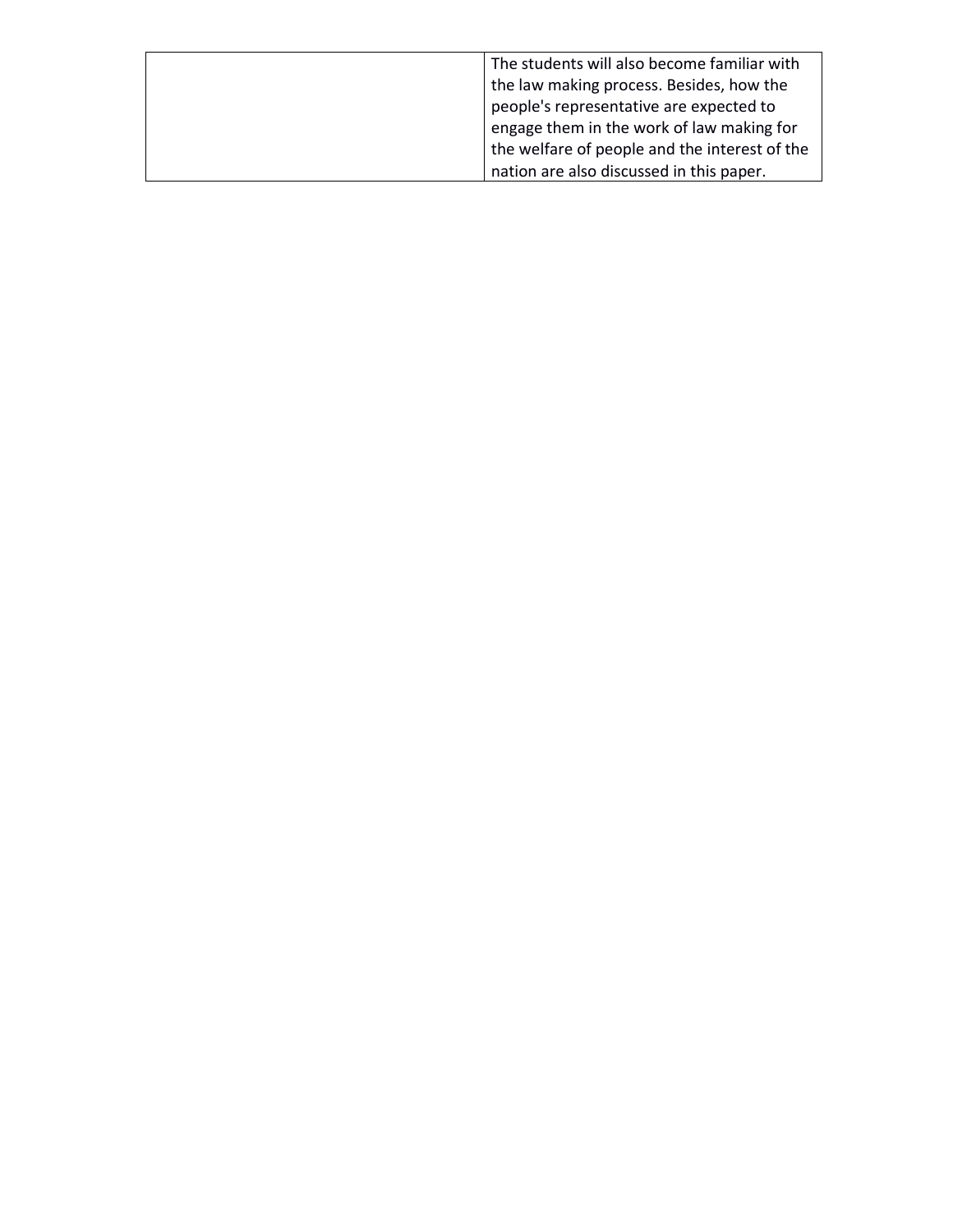| | |
|---|---|
| | The students will also become familiar with the law making process. Besides, how the people's representative are expected to engage them in the work of law making for the welfare of people and the interest of the nation are also discussed in this paper. |